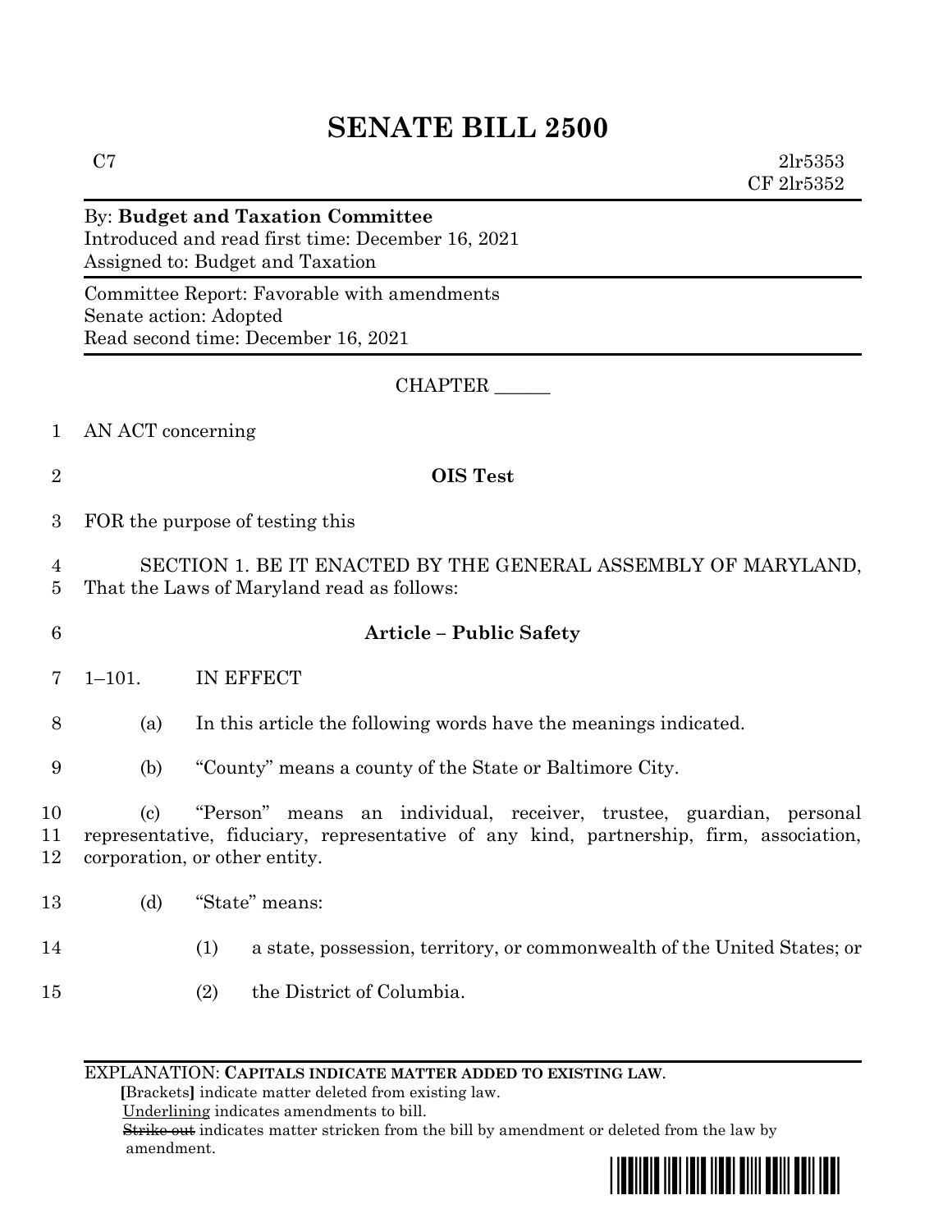# SENATE BILL 2500

C7 2lr5353
CF 2lr5352

By: **Budget and Taxation Committee**
Introduced and read first time: December 16, 2021
Assigned to: Budget and Taxation

Committee Report: Favorable with amendments
Senate action: Adopted
Read second time: December 16, 2021

CHAPTER ______

1 AN ACT concerning

2 **OIS Test**

3 FOR the purpose of testing this

4 SECTION 1. BE IT ENACTED BY THE GENERAL ASSEMBLY OF MARYLAND,
5 That the Laws of Maryland read as follows:

6 **Article – Public Safety**

7 1–101. IN EFFECT

8 (a) In this article the following words have the meanings indicated.

9 (b) "County" means a county of the State or Baltimore City.

10 (c) "Person" means an individual, receiver, trustee, guardian, personal
11 representative, fiduciary, representative of any kind, partnership, firm, association,
12 corporation, or other entity.

13 (d) "State" means:

14 (1) a state, possession, territory, or commonwealth of the United States; or

15 (2) the District of Columbia.

EXPLANATION: **CAPITALS INDICATE MATTER ADDED TO EXISTING LAW.**
**[**Brackets**]** indicate matter deleted from existing law.
Underlining indicates amendments to bill.
~~Strike out~~ indicates matter stricken from the bill by amendment or deleted from the law by amendment.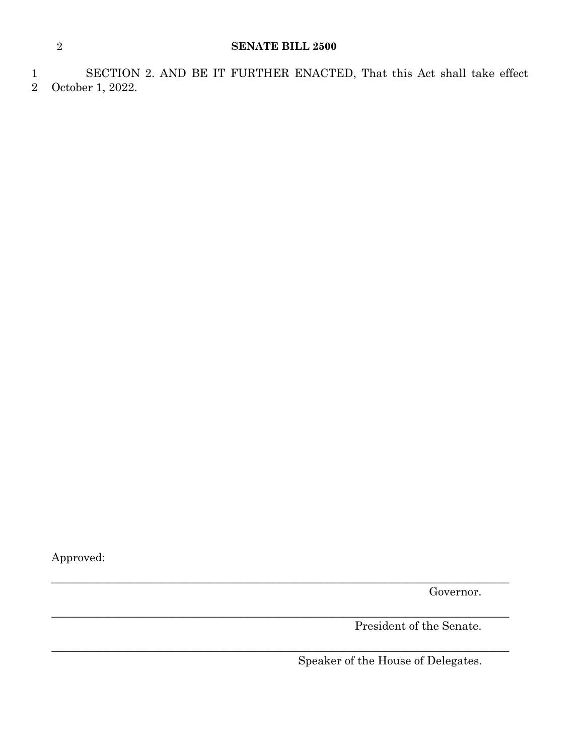SECTION 2. AND BE IT FURTHER ENACTED, That this Act shall take effect October 1, 2022.

Approved:

\_\_\_\_\_\_\_\_\_\_\_\_\_\_\_\_\_\_\_\_\_\_\_\_\_\_\_\_\_\_\_\_\_\_\_\_\_\_\_\_\_\_\_\_\_\_\_\_\_\_\_\_\_\_\_\_\_\_\_\_\_\_\_\_\_\_\_\_\_\_\_\_\_\_\_\_\_\_

Governor.

\_\_\_\_\_\_\_\_\_\_\_\_\_\_\_\_\_\_\_\_\_\_\_\_\_\_\_\_\_\_\_\_\_\_\_\_\_\_\_\_\_\_\_\_\_\_\_\_\_\_\_\_\_\_\_\_\_\_\_\_\_\_\_\_\_\_\_\_\_\_\_\_\_\_\_\_\_\_

President of the Senate.

\_\_\_\_\_\_\_\_\_\_\_\_\_\_\_\_\_\_\_\_\_\_\_\_\_\_\_\_\_\_\_\_\_\_\_\_\_\_\_\_\_\_\_\_\_\_\_\_\_\_\_\_\_\_\_\_\_\_\_\_\_\_\_\_\_\_\_\_\_\_\_\_\_\_\_\_\_\_

Speaker of the House of Delegates.